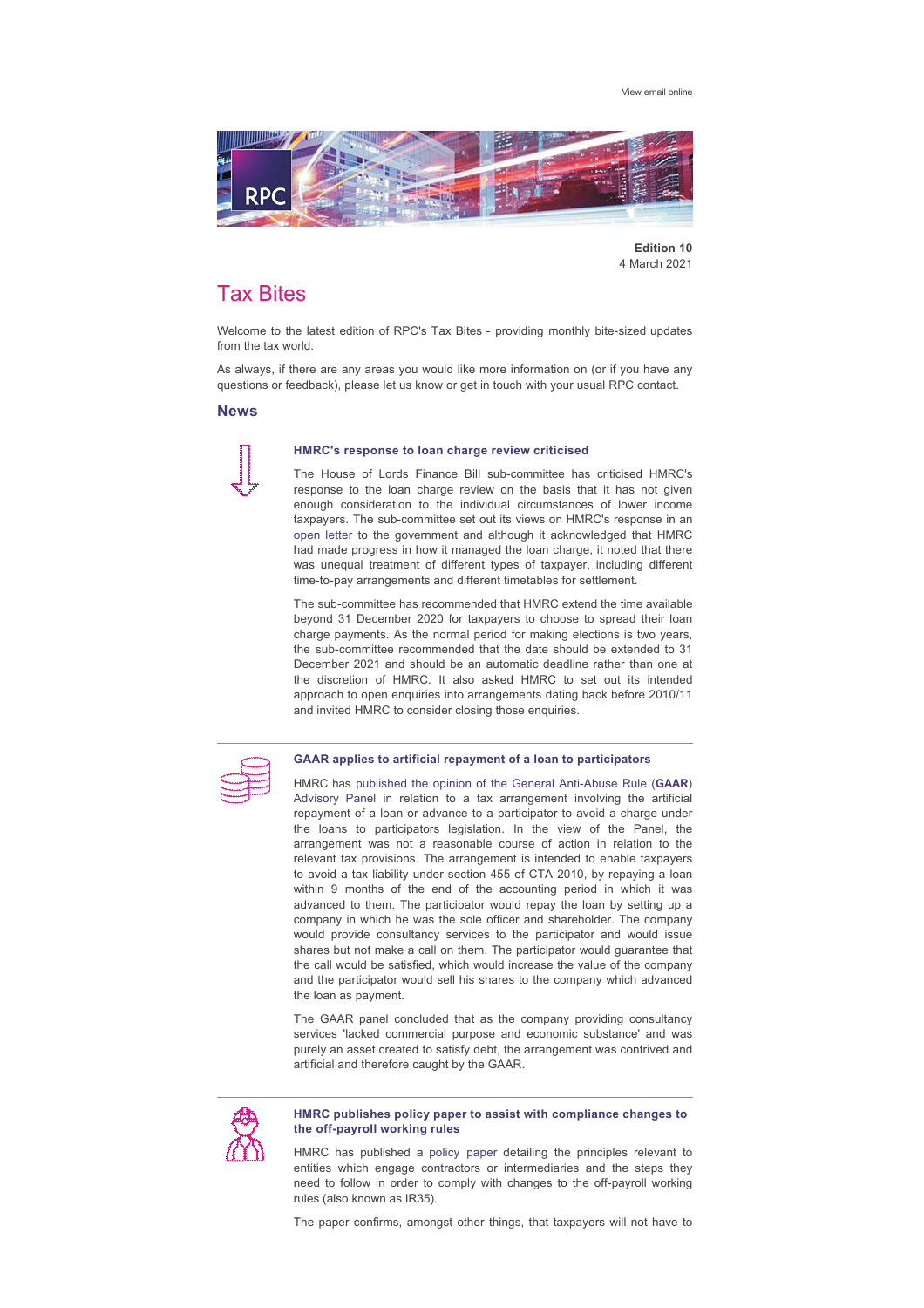View email online

**Edition 10**
4 March 2021

# Tax Bites

Welcome to the latest edition of RPC's Tax Bites - providing monthly bite-sized updates from the tax world.

As always, if there are any areas you would like more information on (or if you have any questions or feedback), please let us know or get in touch with your usual RPC contact.

## News

### HMRC's response to loan charge review criticised

The House of Lords Finance Bill sub-committee has criticised HMRC's response to the loan charge review on the basis that it has not given enough consideration to the individual circumstances of lower income taxpayers. The sub-committee set out its views on HMRC's response in an open letter to the government and although it acknowledged that HMRC had made progress in how it managed the loan charge, it noted that there was unequal treatment of different types of taxpayer, including different time-to-pay arrangements and different timetables for settlement.

The sub-committee has recommended that HMRC extend the time available beyond 31 December 2020 for taxpayers to choose to spread their loan charge payments. As the normal period for making elections is two years, the sub-committee recommended that the date should be extended to 31 December 2021 and should be an automatic deadline rather than one at the discretion of HMRC. It also asked HMRC to set out its intended approach to open enquiries into arrangements dating back before 2010/11 and invited HMRC to consider closing those enquiries.

---

### GAAR applies to artificial repayment of a loan to participators

HMRC has published the opinion of the General Anti-Abuse Rule (**GAAR**) Advisory Panel in relation to a tax arrangement involving the artificial repayment of a loan or advance to a participator to avoid a charge under the loans to participators legislation. In the view of the Panel, the arrangement was not a reasonable course of action in relation to the relevant tax provisions. The arrangement is intended to enable taxpayers to avoid a tax liability under section 455 of CTA 2010, by repaying a loan within 9 months of the end of the accounting period in which it was advanced to them. The participator would repay the loan by setting up a company in which he was the sole officer and shareholder. The company would provide consultancy services to the participator and would issue shares but not make a call on them. The participator would guarantee that the call would be satisfied, which would increase the value of the company and the participator would sell his shares to the company which advanced the loan as payment.

The GAAR panel concluded that as the company providing consultancy services 'lacked commercial purpose and economic substance' and was purely an asset created to satisfy debt, the arrangement was contrived and artificial and therefore caught by the GAAR.

---

### HMRC publishes policy paper to assist with compliance changes to the off-payroll working rules

HMRC has published a policy paper detailing the principles relevant to entities which engage contractors or intermediaries and the steps they need to follow in order to comply with changes to the off-payroll working rules (also known as IR35).

The paper confirms, amongst other things, that taxpayers will not have to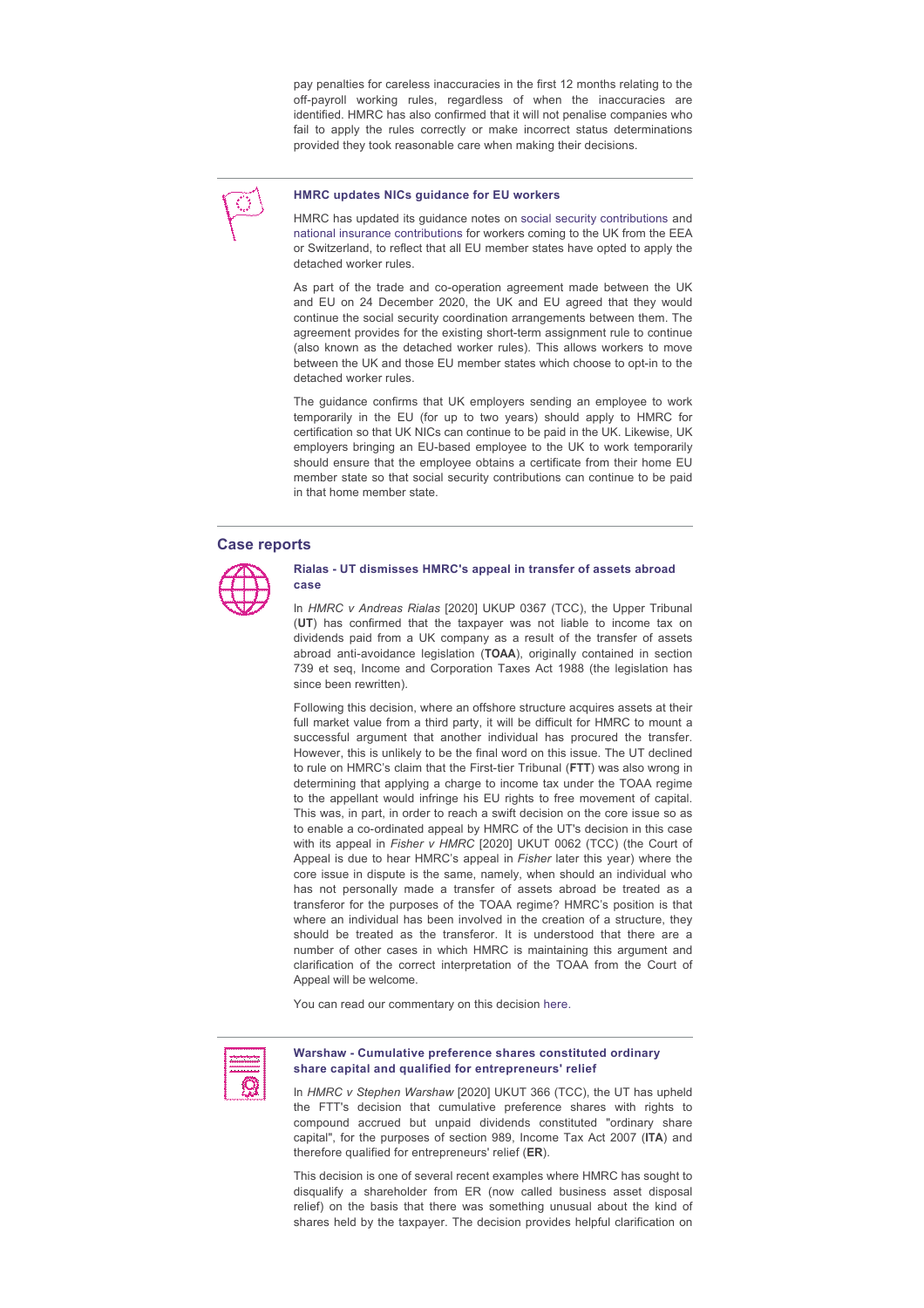pay penalties for careless inaccuracies in the first 12 months relating to the off-payroll working rules, regardless of when the inaccuracies are identified. HMRC has also confirmed that it will not penalise companies who fail to apply the rules correctly or make incorrect status determinations provided they took reasonable care when making their decisions.

### HMRC updates NICs guidance for EU workers

HMRC has updated its guidance notes on social security contributions and national insurance contributions for workers coming to the UK from the EEA or Switzerland, to reflect that all EU member states have opted to apply the detached worker rules.

As part of the trade and co-operation agreement made between the UK and EU on 24 December 2020, the UK and EU agreed that they would continue the social security coordination arrangements between them. The agreement provides for the existing short-term assignment rule to continue (also known as the detached worker rules). This allows workers to move between the UK and those EU member states which choose to opt-in to the detached worker rules.

The guidance confirms that UK employers sending an employee to work temporarily in the EU (for up to two years) should apply to HMRC for certification so that UK NICs can continue to be paid in the UK. Likewise, UK employers bringing an EU-based employee to the UK to work temporarily should ensure that the employee obtains a certificate from their home EU member state so that social security contributions can continue to be paid in that home member state.

## Case reports

### Rialas - UT dismisses HMRC's appeal in transfer of assets abroad case

In *HMRC v Andreas Rialas* [2020] UKUP 0367 (TCC), the Upper Tribunal (**UT**) has confirmed that the taxpayer was not liable to income tax on dividends paid from a UK company as a result of the transfer of assets abroad anti-avoidance legislation (**TOAA**), originally contained in section 739 et seq, Income and Corporation Taxes Act 1988 (the legislation has since been rewritten).

Following this decision, where an offshore structure acquires assets at their full market value from a third party, it will be difficult for HMRC to mount a successful argument that another individual has procured the transfer. However, this is unlikely to be the final word on this issue. The UT declined to rule on HMRC's claim that the First-tier Tribunal (**FTT**) was also wrong in determining that applying a charge to income tax under the TOAA regime to the appellant would infringe his EU rights to free movement of capital. This was, in part, in order to reach a swift decision on the core issue so as to enable a co-ordinated appeal by HMRC of the UT's decision in this case with its appeal in *Fisher v HMRC* [2020] UKUT 0062 (TCC) (the Court of Appeal is due to hear HMRC's appeal in *Fisher* later this year) where the core issue in dispute is the same, namely, when should an individual who has not personally made a transfer of assets abroad be treated as a transferor for the purposes of the TOAA regime? HMRC's position is that where an individual has been involved in the creation of a structure, they should be treated as the transferor. It is understood that there are a number of other cases in which HMRC is maintaining this argument and clarification of the correct interpretation of the TOAA from the Court of Appeal will be welcome.

You can read our commentary on this decision here.

### Warshaw - Cumulative preference shares constituted ordinary share capital and qualified for entrepreneurs' relief

In *HMRC v Stephen Warshaw* [2020] UKUT 366 (TCC), the UT has upheld the FTT's decision that cumulative preference shares with rights to compound accrued but unpaid dividends constituted "ordinary share capital", for the purposes of section 989, Income Tax Act 2007 (**ITA**) and therefore qualified for entrepreneurs' relief (**ER**).

This decision is one of several recent examples where HMRC has sought to disqualify a shareholder from ER (now called business asset disposal relief) on the basis that there was something unusual about the kind of shares held by the taxpayer. The decision provides helpful clarification on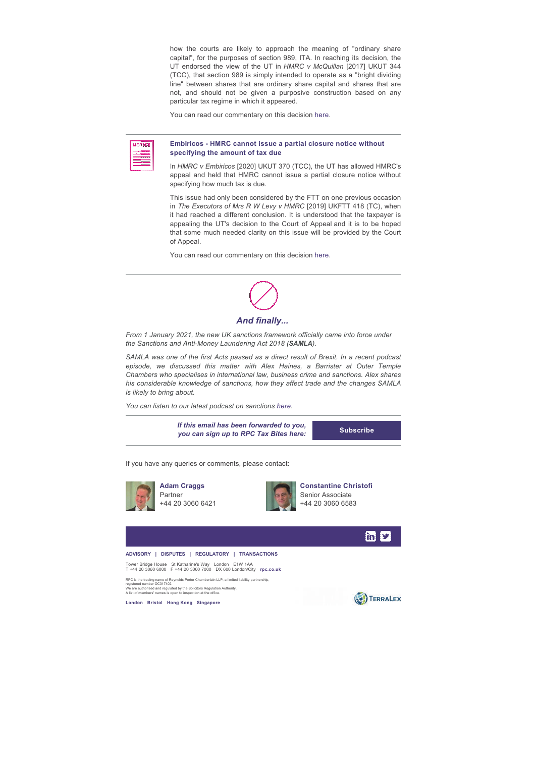how the courts are likely to approach the meaning of "ordinary share capital", for the purposes of section 989, ITA. In reaching its decision, the UT endorsed the view of the UT in *HMRC v McQuillan* [2017] UKUT 344 (TCC), that section 989 is simply intended to operate as a "bright dividing line" between shares that are ordinary share capital and shares that are not, and should not be given a purposive construction based on any particular tax regime in which it appeared.

You can read our commentary on this decision here.

### Embiricos - HMRC cannot issue a partial closure notice without specifying the amount of tax due

In *HMRC v Embiricos* [2020] UKUT 370 (TCC), the UT has allowed HMRC's appeal and held that HMRC cannot issue a partial closure notice without specifying how much tax is due.

This issue had only been considered by the FTT on one previous occasion in *The Executors of Mrs R W Levy v HMRC* [2019] UKFTT 418 (TC), when it had reached a different conclusion. It is understood that the taxpayer is appealing the UT's decision to the Court of Appeal and it is to be hoped that some much needed clarity on this issue will be provided by the Court of Appeal.

You can read our commentary on this decision here.

## *And finally...*

*From 1 January 2021, the new UK sanctions framework officially came into force under the Sanctions and Anti-Money Laundering Act 2018 (**SAMLA**).*

*SAMLA was one of the first Acts passed as a direct result of Brexit. In a recent podcast episode, we discussed this matter with Alex Haines, a Barrister at Outer Temple Chambers who specialises in international law, business crime and sanctions. Alex shares his considerable knowledge of sanctions, how they affect trade and the changes SAMLA is likely to bring about.*

*You can listen to our latest podcast on sanctions here.*

***If this email has been forwarded to you, you can sign up to RPC Tax Bites here:*** **Subscribe**

If you have any queries or comments, please contact:

**Adam Craggs**
Partner
+44 20 3060 6421

**Constantine Christofi**
Senior Associate
+44 20 3060 6583

ADVISORY | DISPUTES | REGULATORY | TRANSACTIONS

Tower Bridge House St Katharine's Way London E1W 1AA
T +44 20 3060 6000 F +44 20 3060 7000 DX 600 London/City rpc.co.uk

RPC is the trading name of Reynolds Porter Chamberlain LLP, a limited liability partnership, registered number OC317402.
We are authorised and regulated by the Solicitors Regulation Authority.
A list of members' names is open to inspection at the office.

London Bristol Hong Kong Singapore

TERRALEX